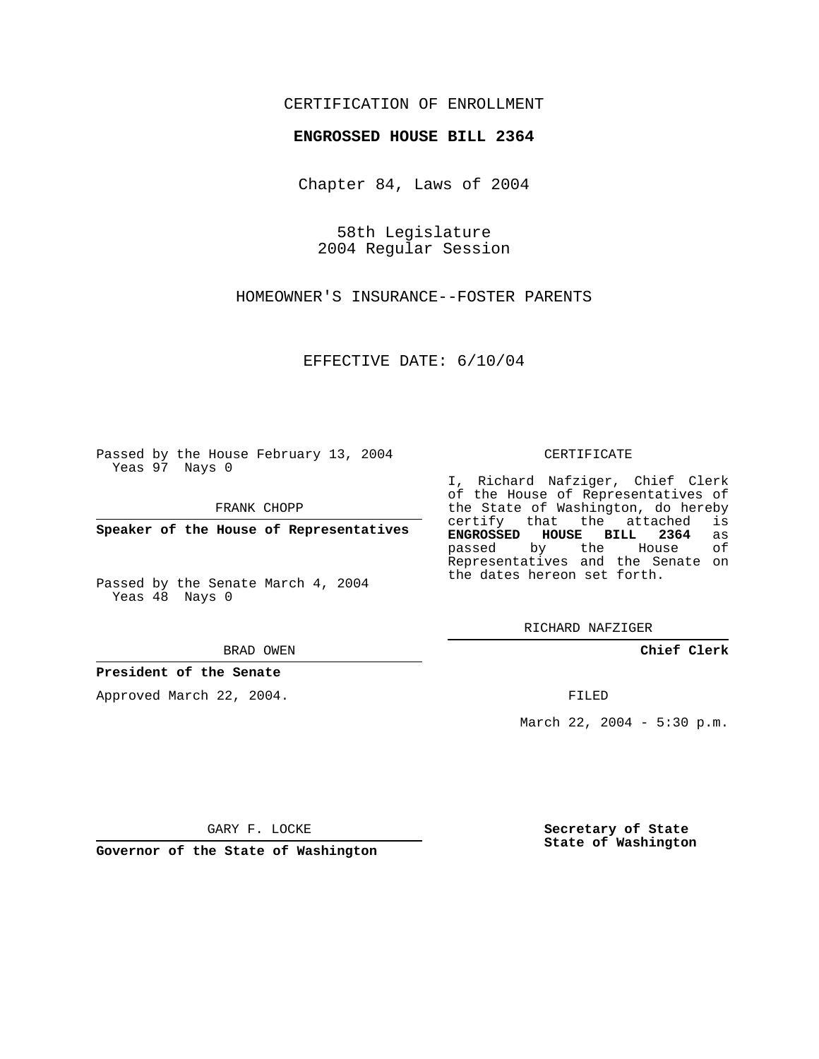CERTIFICATION OF ENROLLMENT

**ENGROSSED HOUSE BILL 2364**

Chapter 84, Laws of 2004

58th Legislature
2004 Regular Session

HOMEOWNER'S INSURANCE--FOSTER PARENTS

EFFECTIVE DATE: 6/10/04

Passed by the House February 13, 2004
Yeas 97 Nays 0

FRANK CHOPP

**Speaker of the House of Representatives**

Passed by the Senate March 4, 2004
Yeas 48 Nays 0

BRAD OWEN

**President of the Senate**

Approved March 22, 2004.

GARY F. LOCKE

**Governor of the State of Washington**

CERTIFICATE

I, Richard Nafziger, Chief Clerk of the House of Representatives of the State of Washington, do hereby certify that the attached is **ENGROSSED HOUSE BILL 2364** as passed by the House of Representatives and the Senate on the dates hereon set forth.

RICHARD NAFZIGER

**Chief Clerk**

FILED

March 22, 2004 - 5:30 p.m.

**Secretary of State**
**State of Washington**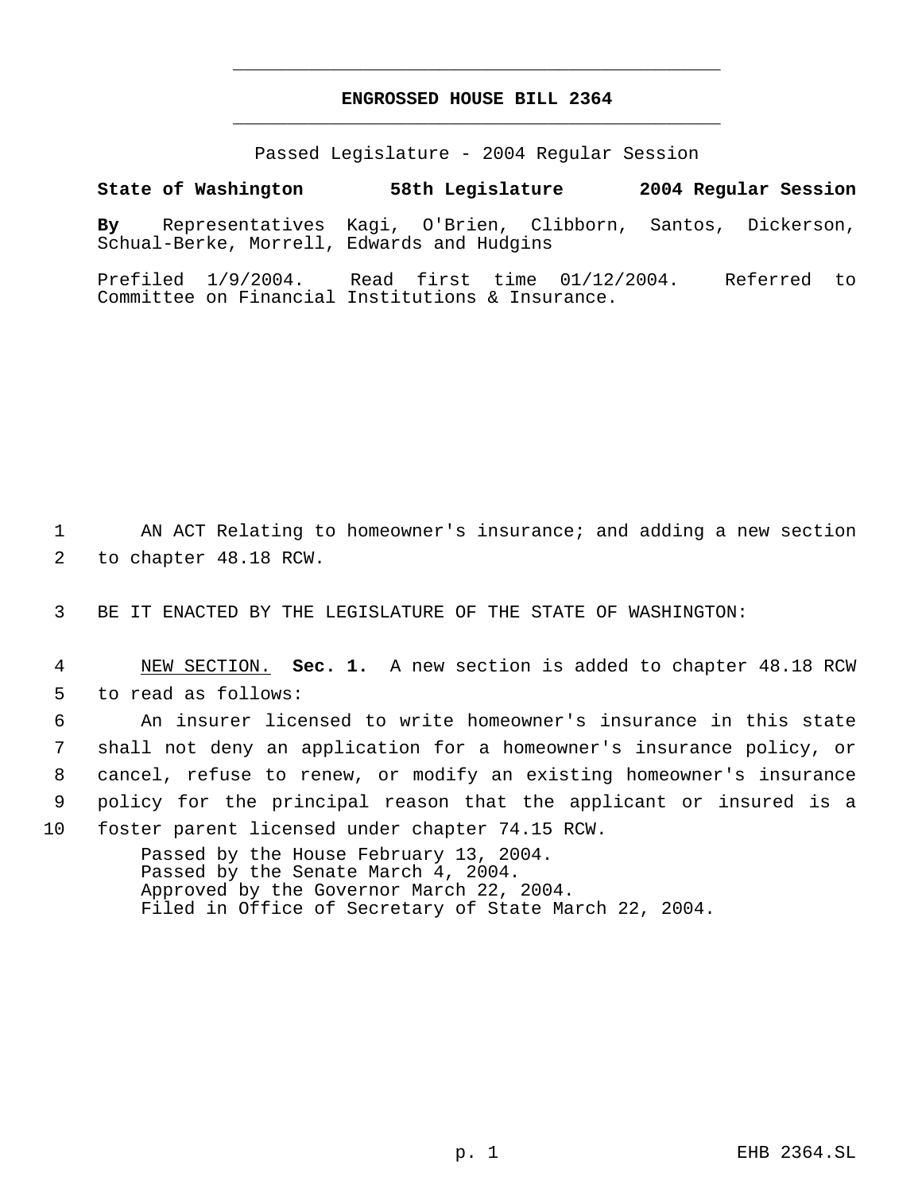# ENGROSSED HOUSE BILL 2364

Passed Legislature - 2004 Regular Session

**State of Washington 58th Legislature 2004 Regular Session**

**By** Representatives Kagi, O'Brien, Clibborn, Santos, Dickerson, Schual-Berke, Morrell, Edwards and Hudgins

Prefiled 1/9/2004. Read first time 01/12/2004. Referred to Committee on Financial Institutions & Insurance.

1 AN ACT Relating to homeowner's insurance; and adding a new section
2 to chapter 48.18 RCW.

3 BE IT ENACTED BY THE LEGISLATURE OF THE STATE OF WASHINGTON:

4 NEW SECTION. **Sec. 1.** A new section is added to chapter 48.18 RCW
5 to read as follows:
6 An insurer licensed to write homeowner's insurance in this state
7 shall not deny an application for a homeowner's insurance policy, or
8 cancel, refuse to renew, or modify an existing homeowner's insurance
9 policy for the principal reason that the applicant or insured is a
10 foster parent licensed under chapter 74.15 RCW.

Passed by the House February 13, 2004.
Passed by the Senate March 4, 2004.
Approved by the Governor March 22, 2004.
Filed in Office of Secretary of State March 22, 2004.